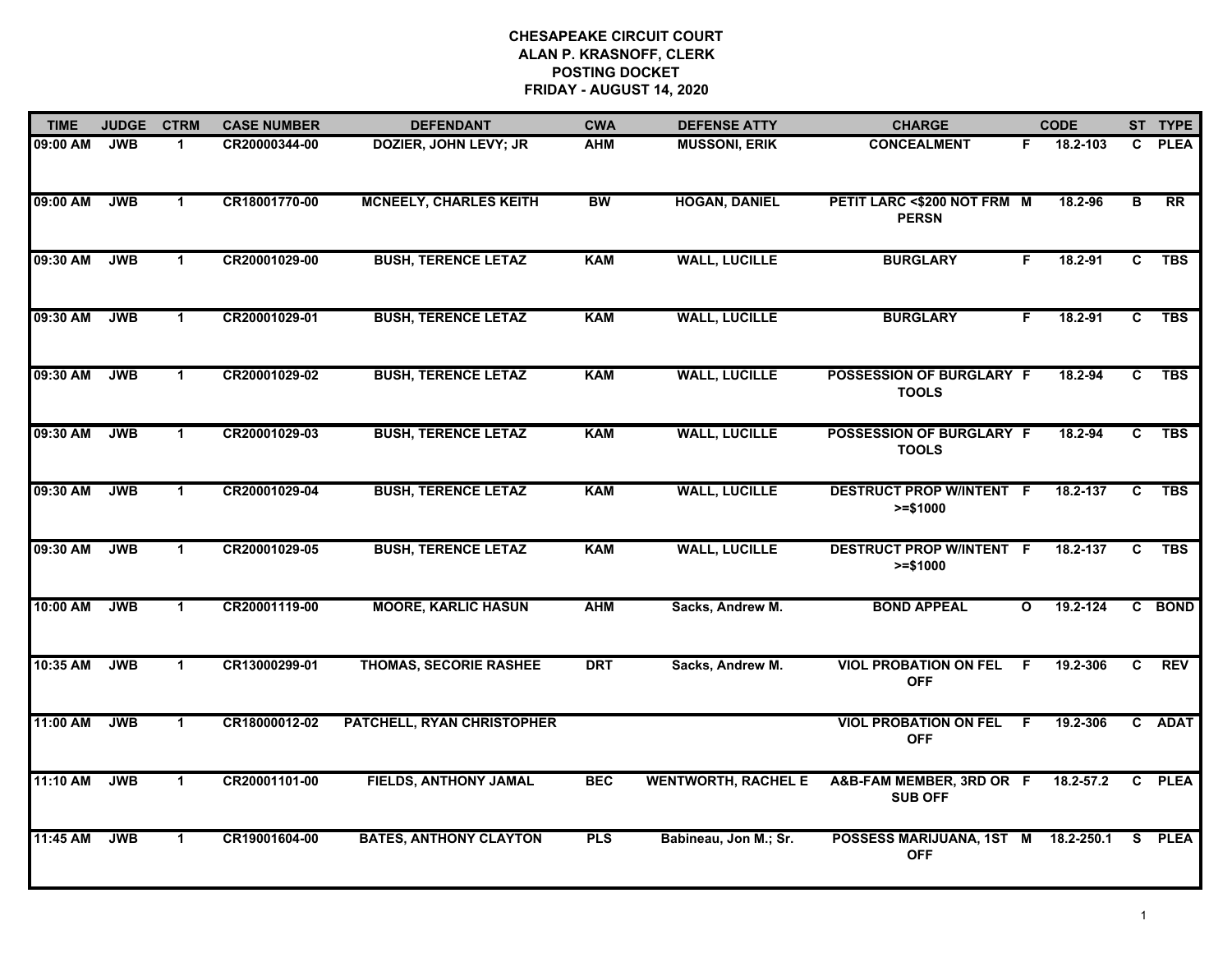# CHESAPEAKE CIRCUIT COURT
## ALAN P. KRASNOFF, CLERK
## POSTING DOCKET
## FRIDAY - AUGUST 14, 2020

| TIME | JUDGE | CTRM | CASE NUMBER | DEFENDANT | CWA | DEFENSE ATTY | CHARGE | | CODE | ST | TYPE |
|---|---|---|---|---|---|---|---|---|---|---|---|
| 09:00 AM | JWB | 1 | CR20000344-00 | DOZIER, JOHN LEVY; JR | AHM | MUSSONI, ERIK | CONCEALMENT | F | 18.2-103 | C | PLEA |
| 09:00 AM | JWB | 1 | CR18001770-00 | MCNEELY, CHARLES KEITH | BW | HOGAN, DANIEL | PETIT LARC <$200 NOT FRM PERSN | M | 18.2-96 | B | RR |
| 09:30 AM | JWB | 1 | CR20001029-00 | BUSH, TERENCE LETAZ | KAM | WALL, LUCILLE | BURGLARY | F | 18.2-91 | C | TBS |
| 09:30 AM | JWB | 1 | CR20001029-01 | BUSH, TERENCE LETAZ | KAM | WALL, LUCILLE | BURGLARY | F | 18.2-91 | C | TBS |
| 09:30 AM | JWB | 1 | CR20001029-02 | BUSH, TERENCE LETAZ | KAM | WALL, LUCILLE | POSSESSION OF BURGLARY TOOLS | F | 18.2-94 | C | TBS |
| 09:30 AM | JWB | 1 | CR20001029-03 | BUSH, TERENCE LETAZ | KAM | WALL, LUCILLE | POSSESSION OF BURGLARY TOOLS | F | 18.2-94 | C | TBS |
| 09:30 AM | JWB | 1 | CR20001029-04 | BUSH, TERENCE LETAZ | KAM | WALL, LUCILLE | DESTRUCT PROP W/INTENT >=$1000 | F | 18.2-137 | C | TBS |
| 09:30 AM | JWB | 1 | CR20001029-05 | BUSH, TERENCE LETAZ | KAM | WALL, LUCILLE | DESTRUCT PROP W/INTENT >=$1000 | F | 18.2-137 | C | TBS |
| 10:00 AM | JWB | 1 | CR20001119-00 | MOORE, KARLIC HASUN | AHM | Sacks, Andrew M. | BOND APPEAL | O | 19.2-124 | C | BOND |
| 10:35 AM | JWB | 1 | CR13000299-01 | THOMAS, SECORIE RASHEE | DRT | Sacks, Andrew M. | VIOL PROBATION ON FEL OFF | F | 19.2-306 | C | REV |
| 11:00 AM | JWB | 1 | CR18000012-02 | PATCHELL, RYAN CHRISTOPHER | | | VIOL PROBATION ON FEL OFF | F | 19.2-306 | C | ADAT |
| 11:10 AM | JWB | 1 | CR20001101-00 | FIELDS, ANTHONY JAMAL | BEC | WENTWORTH, RACHEL E | A&B-FAM MEMBER, 3RD OR SUB OFF | F | 18.2-57.2 | C | PLEA |
| 11:45 AM | JWB | 1 | CR19001604-00 | BATES, ANTHONY CLAYTON | PLS | Babineau, Jon M.; Sr. | POSSESS MARIJUANA, 1ST OFF | M | 18.2-250.1 | S | PLEA |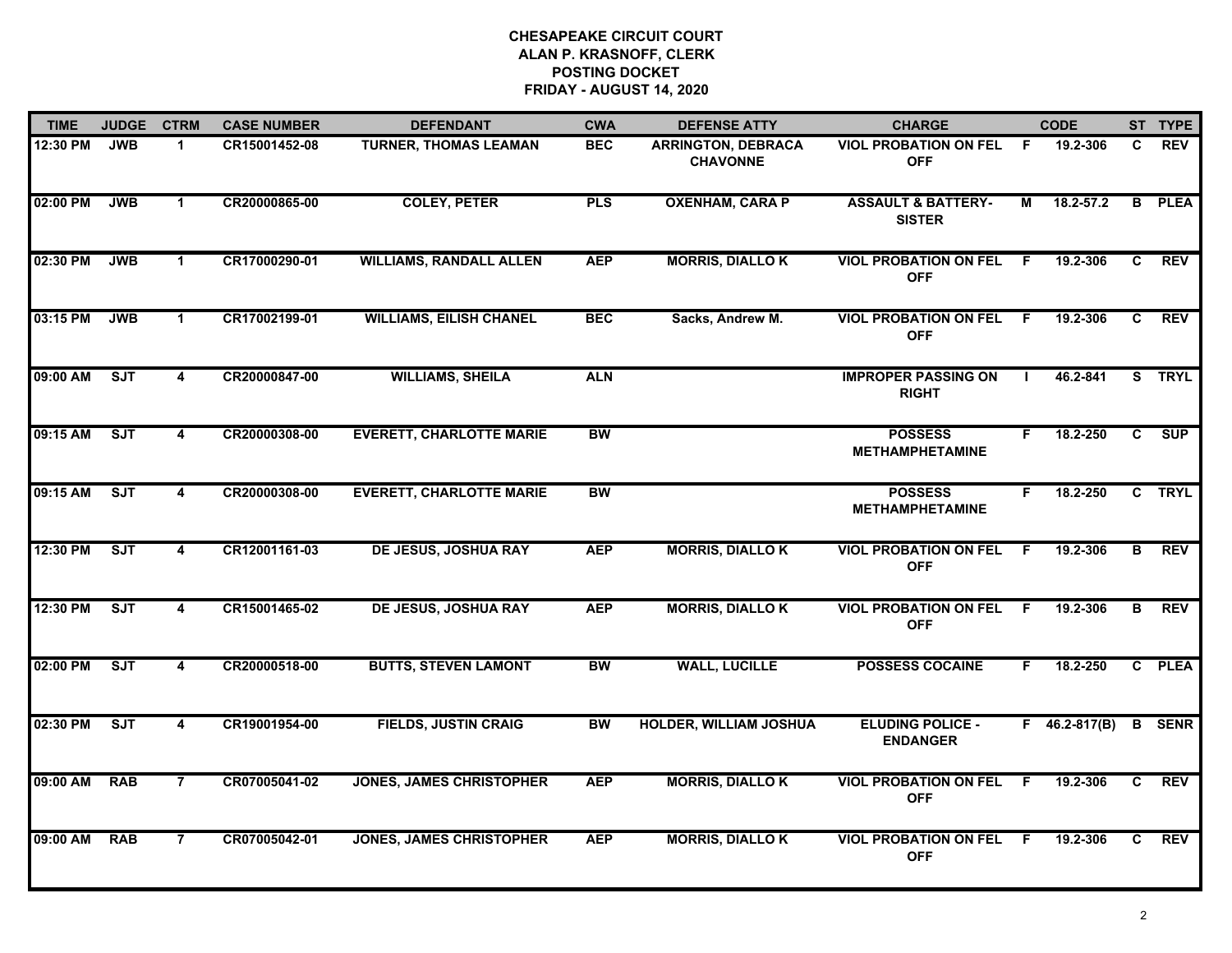**CHESAPEAKE CIRCUIT COURT**
**ALAN P. KRASNOFF, CLERK**
**POSTING DOCKET**
**FRIDAY - AUGUST 14, 2020**

| TIME | JUDGE | CTRM | CASE NUMBER | DEFENDANT | CWA | DEFENSE ATTY | CHARGE | | CODE | ST | TYPE |
|---|---|---|---|---|---|---|---|---|---|---|---|
| 12:30 PM | JWB | 1 | CR15001452-08 | TURNER, THOMAS LEAMAN | BEC | ARRINGTON, DEBRACA CHAVONNE | VIOL PROBATION ON FEL OFF | F | 19.2-306 | C | REV |
| 02:00 PM | JWB | 1 | CR20000865-00 | COLEY, PETER | PLS | OXENHAM, CARA P | ASSAULT & BATTERY-SISTER | M | 18.2-57.2 | B | PLEA |
| 02:30 PM | JWB | 1 | CR17000290-01 | WILLIAMS, RANDALL ALLEN | AEP | MORRIS, DIALLO K | VIOL PROBATION ON FEL OFF | F | 19.2-306 | C | REV |
| 03:15 PM | JWB | 1 | CR17002199-01 | WILLIAMS, EILISH CHANEL | BEC | Sacks, Andrew M. | VIOL PROBATION ON FEL OFF | F | 19.2-306 | C | REV |
| 09:00 AM | SJT | 4 | CR20000847-00 | WILLIAMS, SHEILA | ALN | | IMPROPER PASSING ON RIGHT | I | 46.2-841 | S | TRYL |
| 09:15 AM | SJT | 4 | CR20000308-00 | EVERETT, CHARLOTTE MARIE | BW | | POSSESS METHAMPHETAMINE | F | 18.2-250 | C | SUP |
| 09:15 AM | SJT | 4 | CR20000308-00 | EVERETT, CHARLOTTE MARIE | BW | | POSSESS METHAMPHETAMINE | F | 18.2-250 | C | TRYL |
| 12:30 PM | SJT | 4 | CR12001161-03 | DE JESUS, JOSHUA RAY | AEP | MORRIS, DIALLO K | VIOL PROBATION ON FEL OFF | F | 19.2-306 | B | REV |
| 12:30 PM | SJT | 4 | CR15001465-02 | DE JESUS, JOSHUA RAY | AEP | MORRIS, DIALLO K | VIOL PROBATION ON FEL OFF | F | 19.2-306 | B | REV |
| 02:00 PM | SJT | 4 | CR20000518-00 | BUTTS, STEVEN LAMONT | BW | WALL, LUCILLE | POSSESS COCAINE | F | 18.2-250 | C | PLEA |
| 02:30 PM | SJT | 4 | CR19001954-00 | FIELDS, JUSTIN CRAIG | BW | HOLDER, WILLIAM JOSHUA | ELUDING POLICE - ENDANGER | F | 46.2-817(B) | B | SENR |
| 09:00 AM | RAB | 7 | CR07005041-02 | JONES, JAMES CHRISTOPHER | AEP | MORRIS, DIALLO K | VIOL PROBATION ON FEL OFF | F | 19.2-306 | C | REV |
| 09:00 AM | RAB | 7 | CR07005042-01 | JONES, JAMES CHRISTOPHER | AEP | MORRIS, DIALLO K | VIOL PROBATION ON FEL OFF | F | 19.2-306 | C | REV |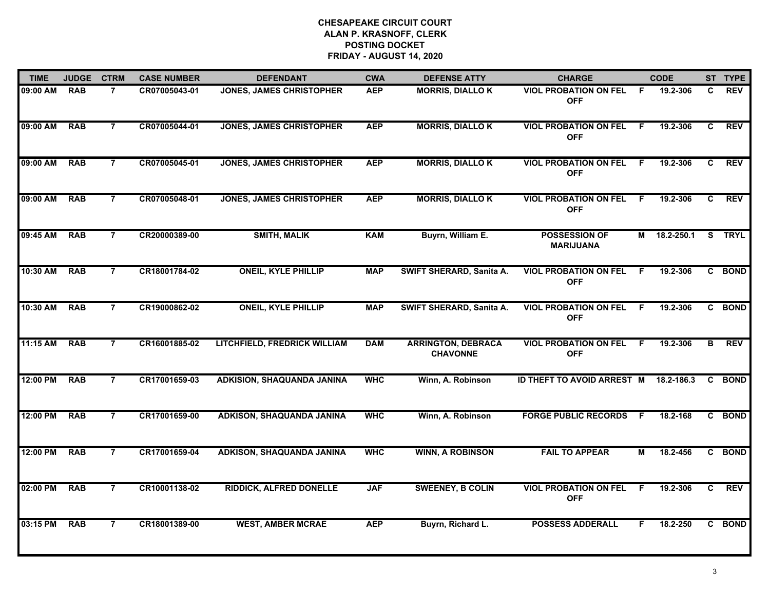**CHESAPEAKE CIRCUIT COURT**
**ALAN P. KRASNOFF, CLERK**
**POSTING DOCKET**
**FRIDAY - AUGUST 14, 2020**

| TIME | JUDGE | CTRM | CASE NUMBER | DEFENDANT | CWA | DEFENSE ATTY | CHARGE | | CODE | ST | TYPE |
|---|---|---|---|---|---|---|---|---|---|---|---|
| 09:00 AM | RAB | 7 | CR07005043-01 | JONES, JAMES CHRISTOPHER | AEP | MORRIS, DIALLO K | VIOL PROBATION ON FEL OFF | F | 19.2-306 | C | REV |
| 09:00 AM | RAB | 7 | CR07005044-01 | JONES, JAMES CHRISTOPHER | AEP | MORRIS, DIALLO K | VIOL PROBATION ON FEL OFF | F | 19.2-306 | C | REV |
| 09:00 AM | RAB | 7 | CR07005045-01 | JONES, JAMES CHRISTOPHER | AEP | MORRIS, DIALLO K | VIOL PROBATION ON FEL OFF | F | 19.2-306 | C | REV |
| 09:00 AM | RAB | 7 | CR07005048-01 | JONES, JAMES CHRISTOPHER | AEP | MORRIS, DIALLO K | VIOL PROBATION ON FEL OFF | F | 19.2-306 | C | REV |
| 09:45 AM | RAB | 7 | CR20000389-00 | SMITH, MALIK | KAM | Buyrn, William E. | POSSESSION OF MARIJUANA | M | 18.2-250.1 | S | TRYL |
| 10:30 AM | RAB | 7 | CR18001784-02 | ONEIL, KYLE PHILLIP | MAP | SWIFT SHERARD, Sanita A. | VIOL PROBATION ON FEL OFF | F | 19.2-306 | C | BOND |
| 10:30 AM | RAB | 7 | CR19000862-02 | ONEIL, KYLE PHILLIP | MAP | SWIFT SHERARD, Sanita A. | VIOL PROBATION ON FEL OFF | F | 19.2-306 | C | BOND |
| 11:15 AM | RAB | 7 | CR16001885-02 | LITCHFIELD, FREDRICK WILLIAM | DAM | ARRINGTON, DEBRACA CHAVONNE | VIOL PROBATION ON FEL OFF | F | 19.2-306 | B | REV |
| 12:00 PM | RAB | 7 | CR17001659-03 | ADKISION, SHAQUANDA JANINA | WHC | Winn, A. Robinson | ID THEFT TO AVOID ARREST | M | 18.2-186.3 | C | BOND |
| 12:00 PM | RAB | 7 | CR17001659-00 | ADKISON, SHAQUANDA JANINA | WHC | Winn, A. Robinson | FORGE PUBLIC RECORDS | F | 18.2-168 | C | BOND |
| 12:00 PM | RAB | 7 | CR17001659-04 | ADKISON, SHAQUANDA JANINA | WHC | WINN, A ROBINSON | FAIL TO APPEAR | M | 18.2-456 | C | BOND |
| 02:00 PM | RAB | 7 | CR10001138-02 | RIDDICK, ALFRED DONELLE | JAF | SWEENEY, B COLIN | VIOL PROBATION ON FEL OFF | F | 19.2-306 | C | REV |
| 03:15 PM | RAB | 7 | CR18001389-00 | WEST, AMBER MCRAE | AEP | Buyrn, Richard L. | POSSESS ADDERALL | F | 18.2-250 | C | BOND |